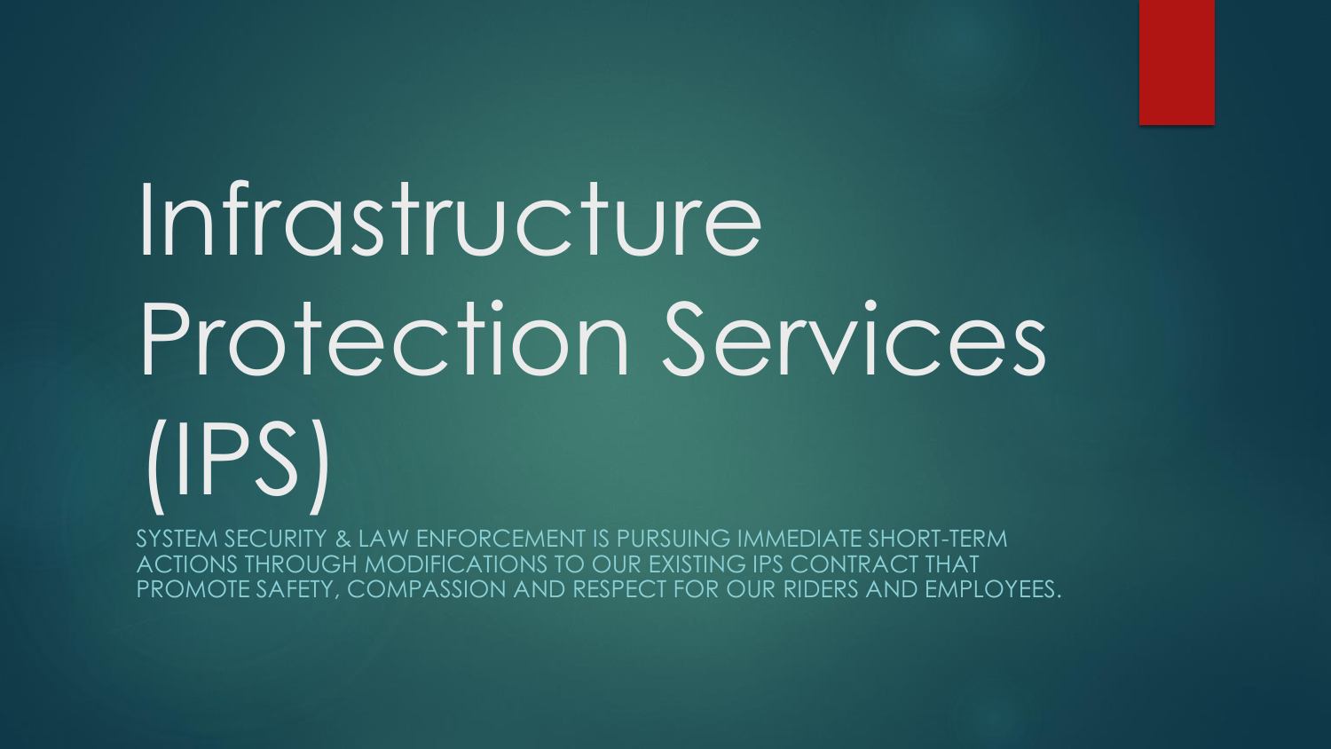# Infrastructure Protection Services (IPS)

SYSTEM SECURITY & LAW ENFORCEMENT IS PURSUING IMMEDIATE SHORT-TERM ACTIONS THROUGH MODIFICATIONS TO OUR EXISTING IPS CONTRACT THAT PROMOTE SAFETY, COMPASSION AND RESPECT FOR OUR RIDERS AND EMPLOYEES.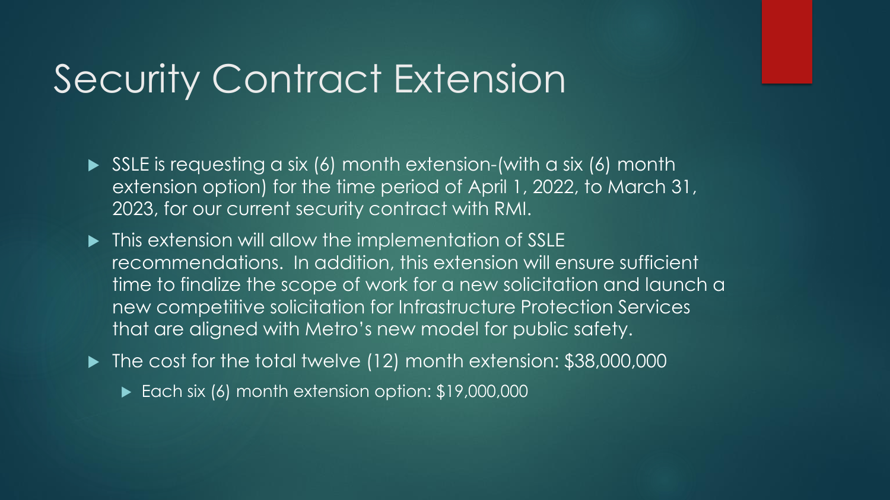# Security Contract Extension

- SSLE is requesting a six (6) month extension-(with a six (6) month extension option) for the time period of April 1, 2022, to March 31, 2023, for our current security contract with RMI.
- This extension will allow the implementation of SSLE recommendations. In addition, this extension will ensure sufficient time to finalize the scope of work for a new solicitation and launch a new competitive solicitation for Infrastructure Protection Services that are aligned with Metro's new model for public safety.
- The cost for the total twelve (12) month extension: $38,000,000
  - Each six (6) month extension option: $19,000,000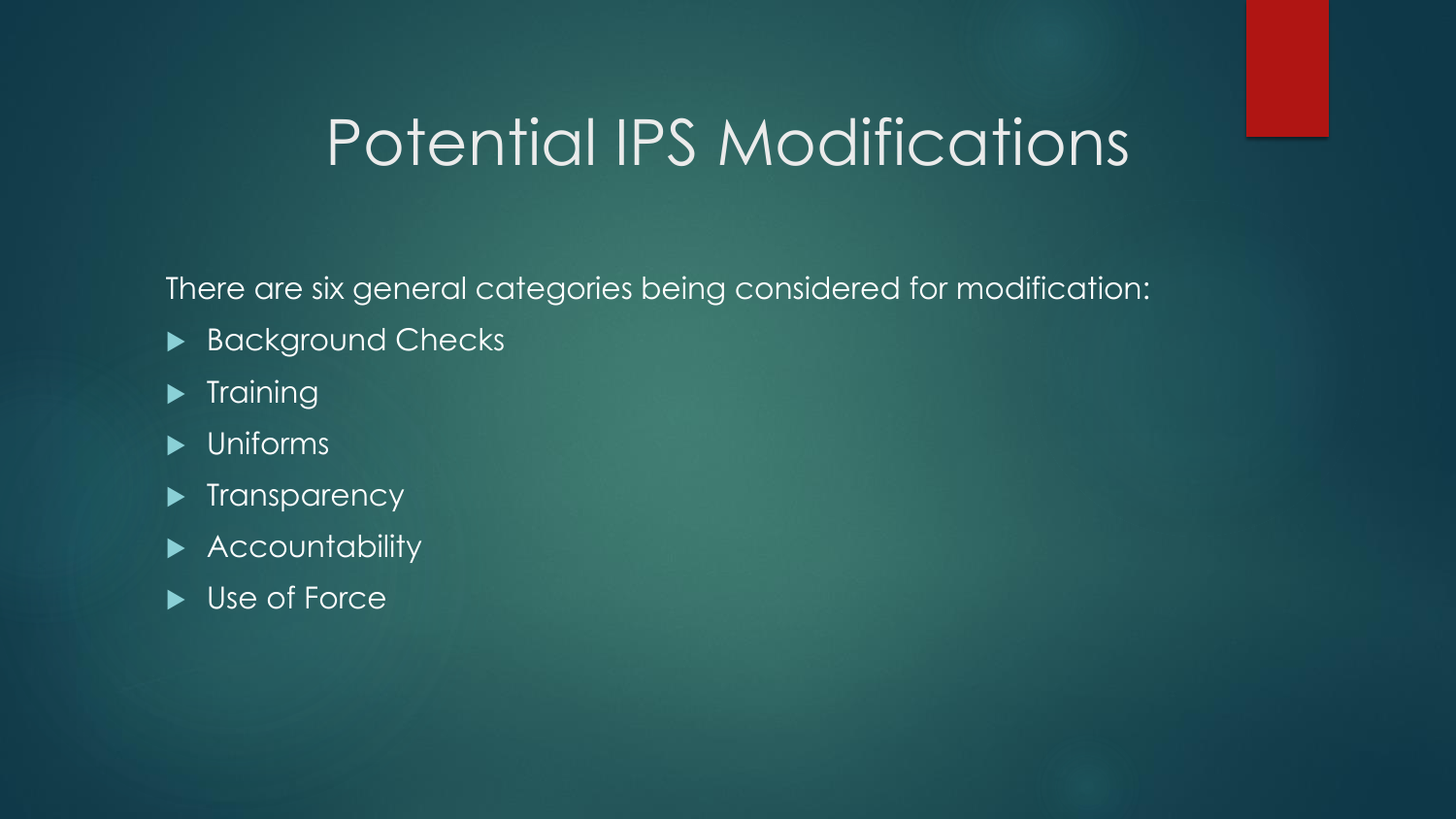# Potential IPS Modifications

There are six general categories being considered for modification:

- Background Checks
- Training
- Uniforms
- Transparency
- Accountability
- Use of Force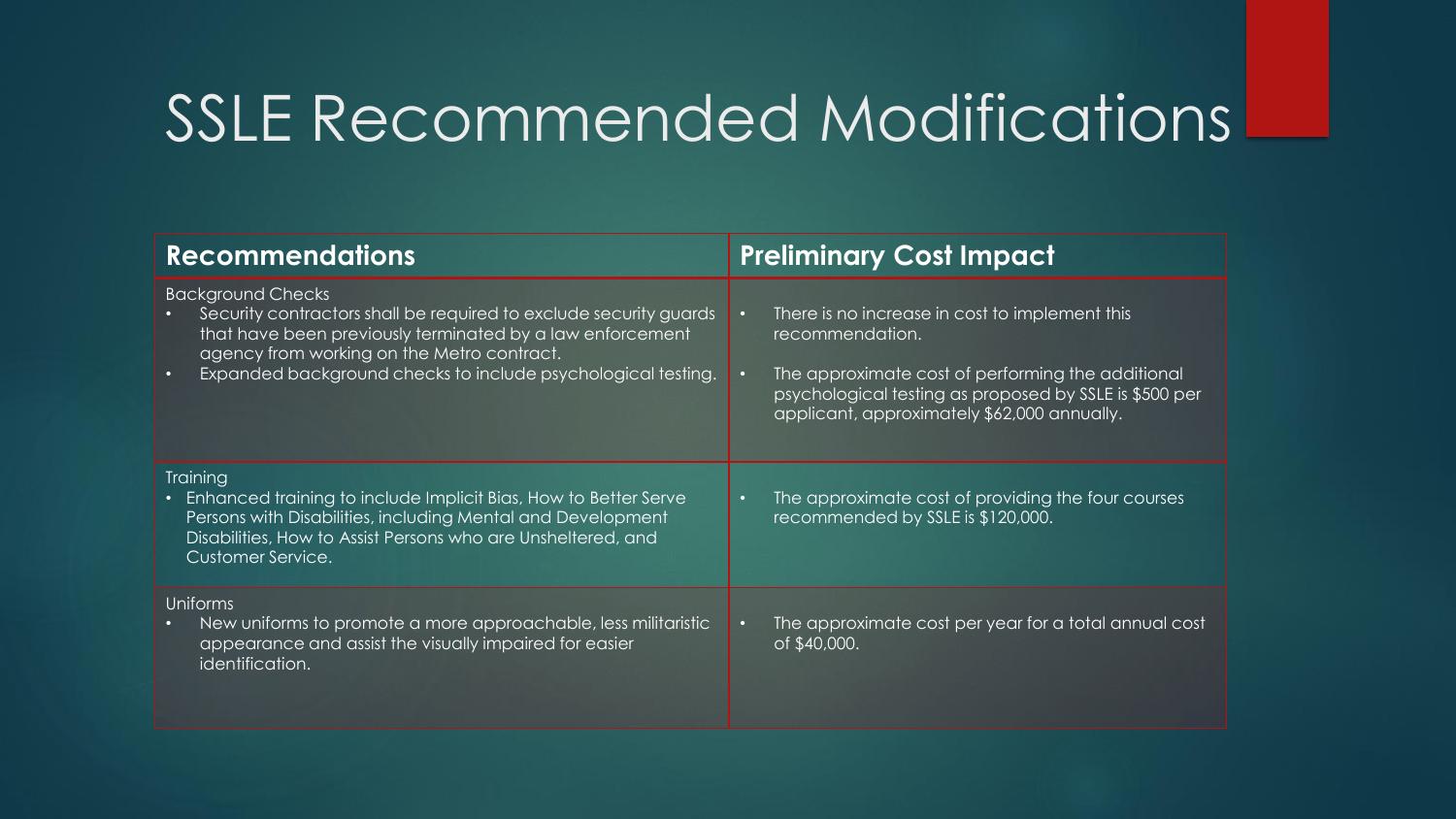# SSLE Recommended Modifications

| Recommendations | Preliminary Cost Impact |
|---|---|
| Background Checks<br>• Security contractors shall be required to exclude security guards that have been previously terminated by a law enforcement agency from working on the Metro contract.<br>• Expanded background checks to include psychological testing. | • There is no increase in cost to implement this recommendation.<br>• The approximate cost of performing the additional psychological testing as proposed by SSLE is $500 per applicant, approximately $62,000 annually. |
| Training<br>• Enhanced training to include Implicit Bias, How to Better Serve Persons with Disabilities, including Mental and Development Disabilities, How to Assist Persons who are Unsheltered, and Customer Service. | • The approximate cost of providing the four courses recommended by SSLE is $120,000. |
| Uniforms<br>• New uniforms to promote a more approachable, less militaristic appearance and assist the visually impaired for easier identification. | • The approximate cost per year for a total annual cost of $40,000. |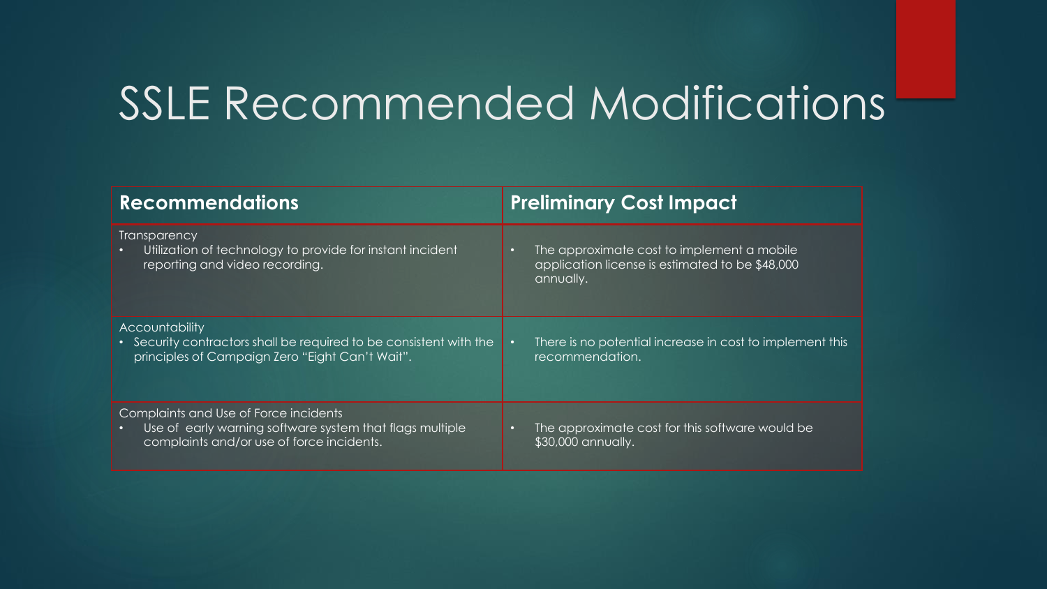# SSLE Recommended Modifications

| Recommendations | Preliminary Cost Impact |
|---|---|
| Transparency<br>• Utilization of technology to provide for instant incident reporting and video recording. | • The approximate cost to implement a mobile application license is estimated to be $48,000 annually. |
| Accountability<br>• Security contractors shall be required to be consistent with the principles of Campaign Zero "Eight Can't Wait". | • There is no potential increase in cost to implement this recommendation. |
| Complaints and Use of Force incidents<br>• Use of early warning software system that flags multiple complaints and/or use of force incidents. | • The approximate cost for this software would be $30,000 annually. |